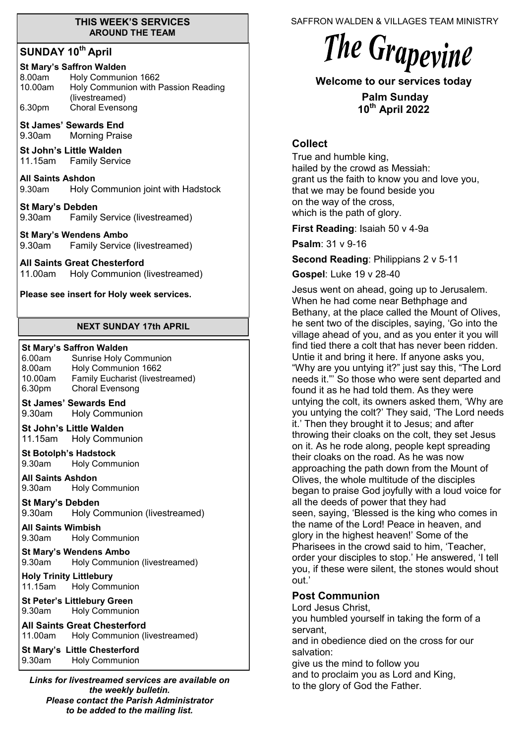## THIS WEEK'S SERVICES AROUND THE TEAM

### SUNDAY 10th April

**St Mary's Saffron Walden**
8.00am Holy Communion 1662
10.00am Holy Communion with Passion Reading (livestreamed)
6.30pm Choral Evensong

**St James' Sewards End**
9.30am Morning Praise

**St John's Little Walden**
11.15am Family Service

**All Saints Ashdon**
9.30am Holy Communion joint with Hadstock

**St Mary's Debden**
9.30am Family Service (livestreamed)

**St Mary's Wendens Ambo**
9.30am Family Service (livestreamed)

**All Saints Great Chesterford**
11.00am Holy Communion (livestreamed)

**Please see insert for Holy week services.**

## NEXT SUNDAY 17th APRIL

**St Mary's Saffron Walden**
6.00am Sunrise Holy Communion
8.00am Holy Communion 1662
10.00am Family Eucharist (livestreamed)
6.30pm Choral Evensong

**St James' Sewards End**
9.30am Holy Communion

**St John's Little Walden**
11.15am Holy Communion

**St Botolph's Hadstock**
9.30am Holy Communion

**All Saints Ashdon**
9.30am Holy Communion

**St Mary's Debden**
9.30am Holy Communion (livestreamed)

**All Saints Wimbish**
9.30am Holy Communion

**St Mary's Wendens Ambo**
9.30am Holy Communion (livestreamed)

**Holy Trinity Littlebury**
11.15am Holy Communion

**St Peter's Littlebury Green**
9.30am Holy Communion

**All Saints Great Chesterford**
11.00am Holy Communion (livestreamed)

**St Mary's Little Chesterford**
9.30am Holy Communion

***Links for livestreamed services are available on the weekly bulletin. Please contact the Parish Administrator to be added to the mailing list.***

SAFFRON WALDEN & VILLAGES TEAM MINISTRY

# The Grapevine

**Welcome to our services today**

**Palm Sunday**
**10th April 2022**

## Collect

True and humble king,
hailed by the crowd as Messiah:
grant us the faith to know you and love you,
that we may be found beside you
on the way of the cross,
which is the path of glory.

**First Reading**: Isaiah 50 v 4-9a

**Psalm**: 31 v 9-16

**Second Reading**: Philippians 2 v 5-11

**Gospel**: Luke 19 v 28-40

Jesus went on ahead, going up to Jerusalem. When he had come near Bethphage and Bethany, at the place called the Mount of Olives, he sent two of the disciples, saying, 'Go into the village ahead of you, and as you enter it you will find tied there a colt that has never been ridden. Untie it and bring it here. If anyone asks you, "Why are you untying it?" just say this, "The Lord needs it."' So those who were sent departed and found it as he had told them. As they were untying the colt, its owners asked them, 'Why are you untying the colt?' They said, 'The Lord needs it.' Then they brought it to Jesus; and after throwing their cloaks on the colt, they set Jesus on it. As he rode along, people kept spreading their cloaks on the road. As he was now approaching the path down from the Mount of Olives, the whole multitude of the disciples began to praise God joyfully with a loud voice for all the deeds of power that they had seen, saying, 'Blessed is the king who comes in the name of the Lord! Peace in heaven, and glory in the highest heaven!' Some of the Pharisees in the crowd said to him, 'Teacher, order your disciples to stop.' He answered, 'I tell you, if these were silent, the stones would shout out.'

## Post Communion

Lord Jesus Christ,
you humbled yourself in taking the form of a servant,
and in obedience died on the cross for our salvation:
give us the mind to follow you
and to proclaim you as Lord and King,
to the glory of God the Father.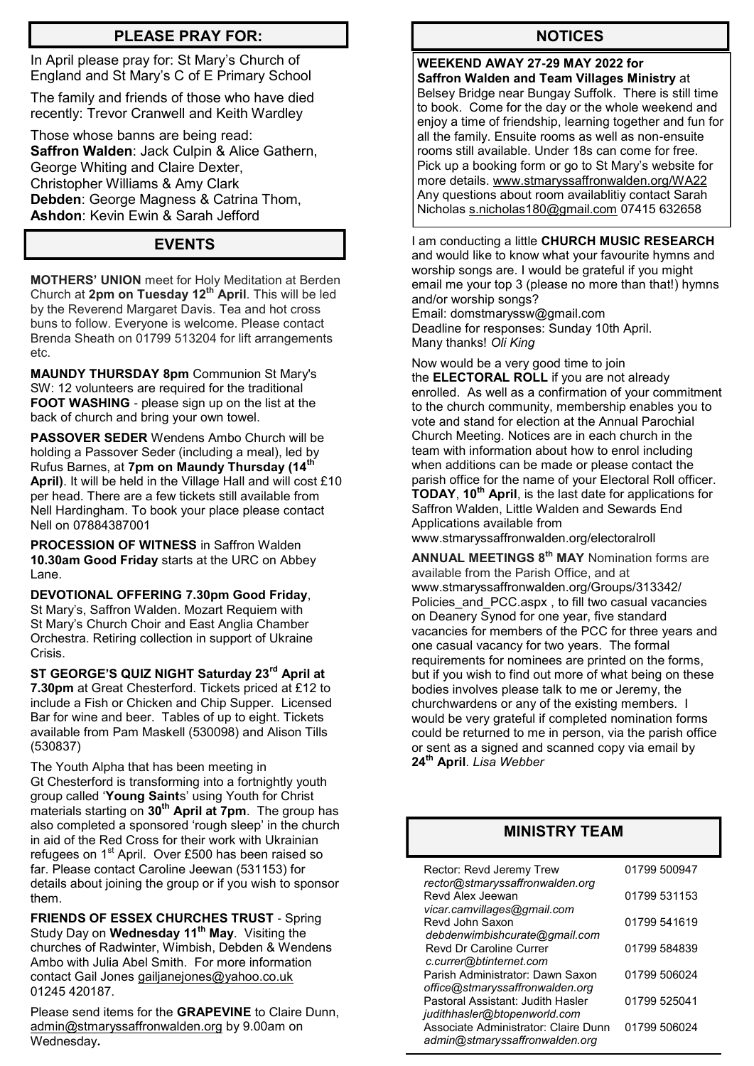## PLEASE PRAY FOR:

In April please pray for: St Mary's Church of England and St Mary's C of E Primary School

The family and friends of those who have died recently: Trevor Cranwell and Keith Wardley

Those whose banns are being read:
**Saffron Walden**: Jack Culpin & Alice Gathern, George Whiting and Claire Dexter, Christopher Williams & Amy Clark
**Debden**: George Magness & Catrina Thom,
**Ashdon**: Kevin Ewin & Sarah Jefford

## EVENTS

**MOTHERS' UNION** meet for Holy Meditation at Berden Church at **2pm on Tuesday 12th April**. This will be led by the Reverend Margaret Davis. Tea and hot cross buns to follow. Everyone is welcome. Please contact Brenda Sheath on 01799 513204 for lift arrangements etc.

**MAUNDY THURSDAY 8pm** Communion St Mary's SW: 12 volunteers are required for the traditional **FOOT WASHING** - please sign up on the list at the back of church and bring your own towel.

**PASSOVER SEDER** Wendens Ambo Church will be holding a Passover Seder (including a meal), led by Rufus Barnes, at **7pm on Maundy Thursday (14th April)**. It will be held in the Village Hall and will cost £10 per head. There are a few tickets still available from Nell Hardingham. To book your place please contact Nell on 07884387001

**PROCESSION OF WITNESS** in Saffron Walden **10.30am Good Friday** starts at the URC on Abbey Lane.

**DEVOTIONAL OFFERING 7.30pm Good Friday**, St Mary's, Saffron Walden. Mozart Requiem with St Mary's Church Choir and East Anglia Chamber Orchestra. Retiring collection in support of Ukraine Crisis.

**ST GEORGE'S QUIZ NIGHT Saturday 23rd April at 7.30pm** at Great Chesterford. Tickets priced at £12 to include a Fish or Chicken and Chip Supper. Licensed Bar for wine and beer. Tables of up to eight. Tickets available from Pam Maskell (530098) and Alison Tills (530837)

The Youth Alpha that has been meeting in Gt Chesterford is transforming into a fortnightly youth group called '**Young Saint**s' using Youth for Christ materials starting on **30th April at 7pm**. The group has also completed a sponsored 'rough sleep' in the church in aid of the Red Cross for their work with Ukrainian refugees on 1st April. Over £500 has been raised so far. Please contact Caroline Jeewan (531153) for details about joining the group or if you wish to sponsor them.

**FRIENDS OF ESSEX CHURCHES TRUST** - Spring Study Day on **Wednesday 11th May**. Visiting the churches of Radwinter, Wimbish, Debden & Wendens Ambo with Julia Abel Smith. For more information contact Gail Jones gailjanejones@yahoo.co.uk 01245 420187.

Please send items for the **GRAPEVINE** to Claire Dunn, admin@stmaryssaffronwalden.org by 9.00am on Wednesday**.**

## NOTICES

**WEEKEND AWAY 27-29 MAY 2022 for Saffron Walden and Team Villages Ministry** at Belsey Bridge near Bungay Suffolk. There is still time to book. Come for the day or the whole weekend and enjoy a time of friendship, learning together and fun for all the family. Ensuite rooms as well as non-ensuite rooms still available. Under 18s can come for free. Pick up a booking form or go to St Mary's website for more details. www.stmaryssaffronwalden.org/WA22 Any questions about room availablitiy contact Sarah Nicholas s.nicholas180@gmail.com 07415 632658

I am conducting a little **CHURCH MUSIC RESEARCH** and would like to know what your favourite hymns and worship songs are. I would be grateful if you might email me your top 3 (please no more than that!) hymns and/or worship songs?
Email: domstmaryssw@gmail.com
Deadline for responses: Sunday 10th April.
Many thanks! *Oli King*

Now would be a very good time to join the **ELECTORAL ROLL** if you are not already enrolled. As well as a confirmation of your commitment to the church community, membership enables you to vote and stand for election at the Annual Parochial Church Meeting. Notices are in each church in the team with information about how to enrol including when additions can be made or please contact the parish office for the name of your Electoral Roll officer. **TODAY**, **10th April**, is the last date for applications for Saffron Walden, Little Walden and Sewards End Applications available from www.stmaryssaffronwalden.org/electoralroll

**ANNUAL MEETINGS 8th MAY** Nomination forms are available from the Parish Office, and at www.stmaryssaffronwalden.org/Groups/313342/Policies_and_PCC.aspx , to fill two casual vacancies on Deanery Synod for one year, five standard vacancies for members of the PCC for three years and one casual vacancy for two years. The formal requirements for nominees are printed on the forms, but if you wish to find out more of what being on these bodies involves please talk to me or Jeremy, the churchwardens or any of the existing members. I would be very grateful if completed nomination forms could be returned to me in person, via the parish office or sent as a signed and scanned copy via email by **24th April**. *Lisa Webber*

## MINISTRY TEAM

| | |
|---|---|
| Rector: Revd Jeremy Trew *rector@stmaryssaffronwalden.org* | 01799 500947 |
| Revd Alex Jeewan *vicar.camvillages@gmail.com* | 01799 531153 |
| Revd John Saxon *debdenwimbishcurate@gmail.com* | 01799 541619 |
| Revd Dr Caroline Currer *c.currer@btinternet.com* | 01799 584839 |
| Parish Administrator: Dawn Saxon *office@stmaryssaffronwalden.org* | 01799 506024 |
| Pastoral Assistant: Judith Hasler *judithhasler@btopenworld.com* | 01799 525041 |
| Associate Administrator: Claire Dunn *admin@stmaryssaffronwalden.org* | 01799 506024 |